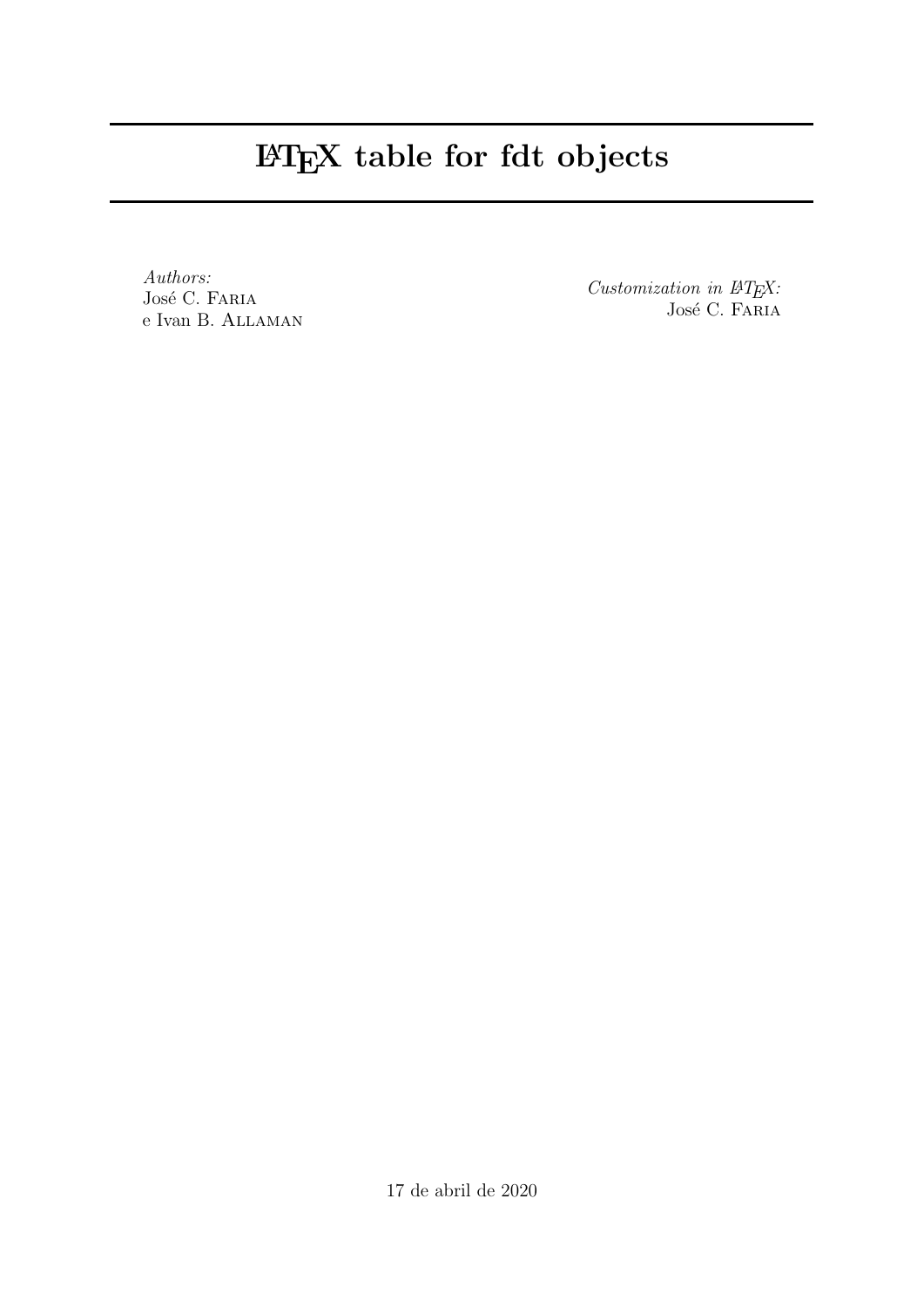# LaTeX table for fdt objects

*Authors:*
José C. Faria
e Ivan B. Allaman

*Customization in LaTeX:*
José C. Faria

17 de abril de 2020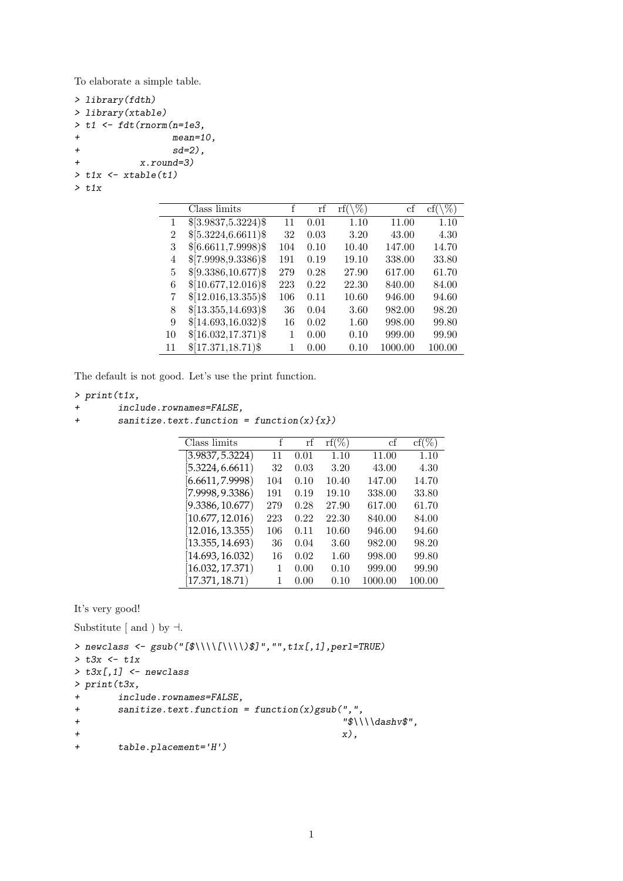To elaborate a simple table.

```
> library(fdth)
> library(xtable)
> t1 <- fdt(rnorm(n=1e3,
+                 mean=10,
+                 sd=2),
+           x.round=3)
> t1x <- xtable(t1)
> t1x
```

|  | Class limits | f | rf | rf(\%) | cf | cf(\%) |
|---|---|---|---|---|---|---|
| 1 | $[3.9837,5.3224)$ | 11 | 0.01 | 1.10 | 11.00 | 1.10 |
| 2 | $[5.3224,6.6611)$ | 32 | 0.03 | 3.20 | 43.00 | 4.30 |
| 3 | $[6.6611,7.9998)$ | 104 | 0.10 | 10.40 | 147.00 | 14.70 |
| 4 | $[7.9998,9.3386)$ | 191 | 0.19 | 19.10 | 338.00 | 33.80 |
| 5 | $[9.3386,10.677)$ | 279 | 0.28 | 27.90 | 617.00 | 61.70 |
| 6 | $[10.677,12.016)$ | 223 | 0.22 | 22.30 | 840.00 | 84.00 |
| 7 | $[12.016,13.355)$ | 106 | 0.11 | 10.60 | 946.00 | 94.60 |
| 8 | $[13.355,14.693)$ | 36 | 0.04 | 3.60 | 982.00 | 98.20 |
| 9 | $[14.693,16.032)$ | 16 | 0.02 | 1.60 | 998.00 | 99.80 |
| 10 | $[16.032,17.371)$ | 1 | 0.00 | 0.10 | 999.00 | 99.90 |
| 11 | $[17.371,18.71)$ | 1 | 0.00 | 0.10 | 1000.00 | 100.00 |

The default is not good. Let's use the print function.

```
> print(t1x,
+       include.rownames=FALSE,
+       sanitize.text.function = function(x){x})
```

| Class limits | f | rf | rf(%) | cf | cf(%) |
|---|---|---|---|---|---|
| $[3.9837,5.3224)$ | 11 | 0.01 | 1.10 | 11.00 | 1.10 |
| $[5.3224,6.6611)$ | 32 | 0.03 | 3.20 | 43.00 | 4.30 |
| $[6.6611,7.9998)$ | 104 | 0.10 | 10.40 | 147.00 | 14.70 |
| $[7.9998,9.3386)$ | 191 | 0.19 | 19.10 | 338.00 | 33.80 |
| $[9.3386,10.677)$ | 279 | 0.28 | 27.90 | 617.00 | 61.70 |
| $[10.677,12.016)$ | 223 | 0.22 | 22.30 | 840.00 | 84.00 |
| $[12.016,13.355)$ | 106 | 0.11 | 10.60 | 946.00 | 94.60 |
| $[13.355,14.693)$ | 36 | 0.04 | 3.60 | 982.00 | 98.20 |
| $[14.693,16.032)$ | 16 | 0.02 | 1.60 | 998.00 | 99.80 |
| $[16.032,17.371)$ | 1 | 0.00 | 0.10 | 999.00 | 99.90 |
| $[17.371,18.71)$ | 1 | 0.00 | 0.10 | 1000.00 | 100.00 |

It's very good!

Substitute [ and ) by $\dashv$.

```
> newclass <- gsub("[$\\\\[\\\\)$]","",t1x[,1],perl=TRUE)
> t3x <- t1x
> t3x[,1] <- newclass
> print(t3x,
+       include.rownames=FALSE,
+       sanitize.text.function = function(x)gsub(",",
+                                                "$\\\\dashv$",
+                                                x),
+       table.placement='H')
```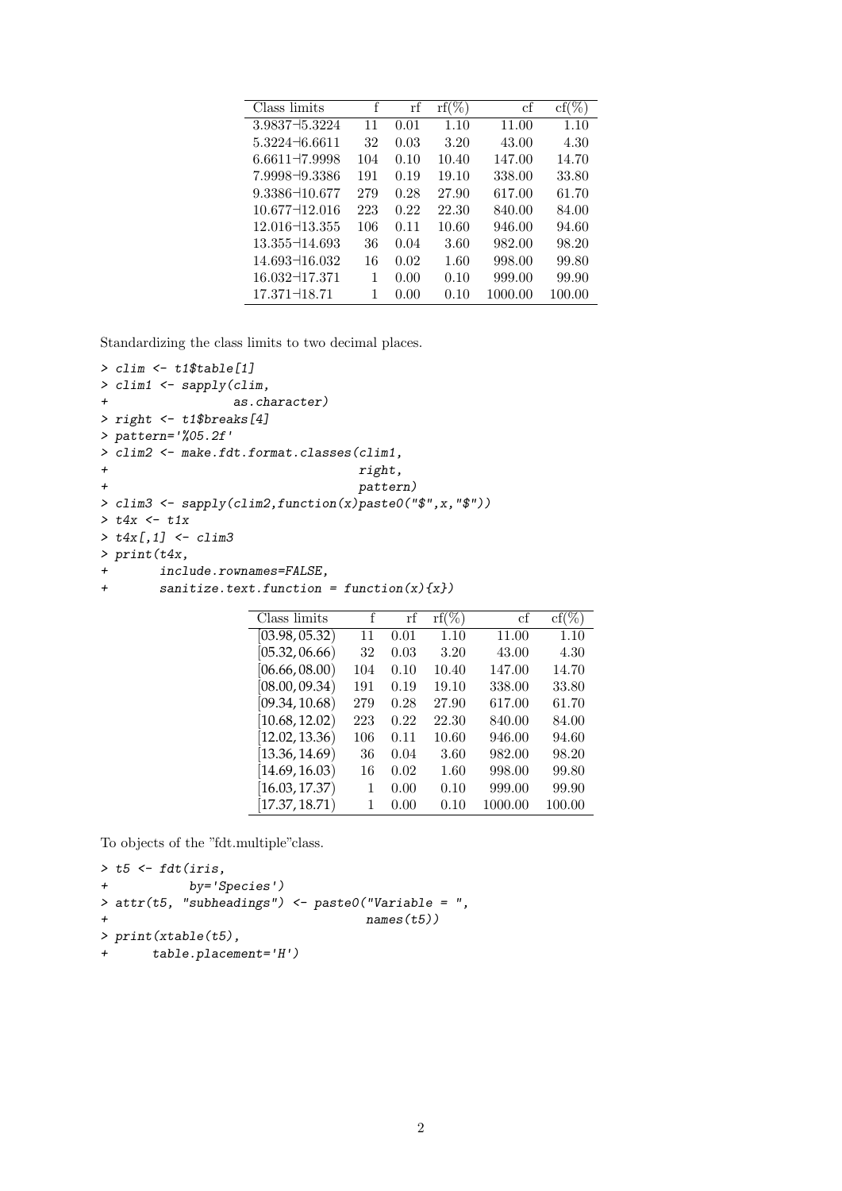| Class limits | f | rf | rf(%) | cf | cf(%) |
|---|---|---|---|---|---|
| 3.9837⊣5.3224 | 11 | 0.01 | 1.10 | 11.00 | 1.10 |
| 5.3224⊣6.6611 | 32 | 0.03 | 3.20 | 43.00 | 4.30 |
| 6.6611⊣7.9998 | 104 | 0.10 | 10.40 | 147.00 | 14.70 |
| 7.9998⊣9.3386 | 191 | 0.19 | 19.10 | 338.00 | 33.80 |
| 9.3386⊣10.677 | 279 | 0.28 | 27.90 | 617.00 | 61.70 |
| 10.677⊣12.016 | 223 | 0.22 | 22.30 | 840.00 | 84.00 |
| 12.016⊣13.355 | 106 | 0.11 | 10.60 | 946.00 | 94.60 |
| 13.355⊣14.693 | 36 | 0.04 | 3.60 | 982.00 | 98.20 |
| 14.693⊣16.032 | 16 | 0.02 | 1.60 | 998.00 | 99.80 |
| 16.032⊣17.371 | 1 | 0.00 | 0.10 | 999.00 | 99.90 |
| 17.371⊣18.71 | 1 | 0.00 | 0.10 | 1000.00 | 100.00 |

Standardizing the class limits to two decimal places.

```
> clim <- t1$table[1]
> clim1 <- sapply(clim,
+                 as.character)
> right <- t1$breaks[4]
> pattern='%05.2f'
> clim2 <- make.fdt.format.classes(clim1,
+                                  right,
+                                  pattern)
> clim3 <- sapply(clim2,function(x)paste0("$",x,"$"))
> t4x <- t1x
> t4x[,1] <- clim3
> print(t4x,
+       include.rownames=FALSE,
+       sanitize.text.function = function(x){x})
```

| Class limits | f | rf | rf(%) | cf | cf(%) |
|---|---|---|---|---|---|
| $[03.98, 05.32)$ | 11 | 0.01 | 1.10 | 11.00 | 1.10 |
| $[05.32, 06.66)$ | 32 | 0.03 | 3.20 | 43.00 | 4.30 |
| $[06.66, 08.00)$ | 104 | 0.10 | 10.40 | 147.00 | 14.70 |
| $[08.00, 09.34)$ | 191 | 0.19 | 19.10 | 338.00 | 33.80 |
| $[09.34, 10.68)$ | 279 | 0.28 | 27.90 | 617.00 | 61.70 |
| $[10.68, 12.02)$ | 223 | 0.22 | 22.30 | 840.00 | 84.00 |
| $[12.02, 13.36)$ | 106 | 0.11 | 10.60 | 946.00 | 94.60 |
| $[13.36, 14.69)$ | 36 | 0.04 | 3.60 | 982.00 | 98.20 |
| $[14.69, 16.03)$ | 16 | 0.02 | 1.60 | 998.00 | 99.80 |
| $[16.03, 17.37)$ | 1 | 0.00 | 0.10 | 999.00 | 99.90 |
| $[17.37, 18.71)$ | 1 | 0.00 | 0.10 | 1000.00 | 100.00 |

To objects of the "fdt.multiple"class.

```
> t5 <- fdt(iris,
+           by='Species')
> attr(t5, "subheadings") <- paste0("Variable = ",
+                                   names(t5))
> print(xtable(t5),
+       table.placement='H')
```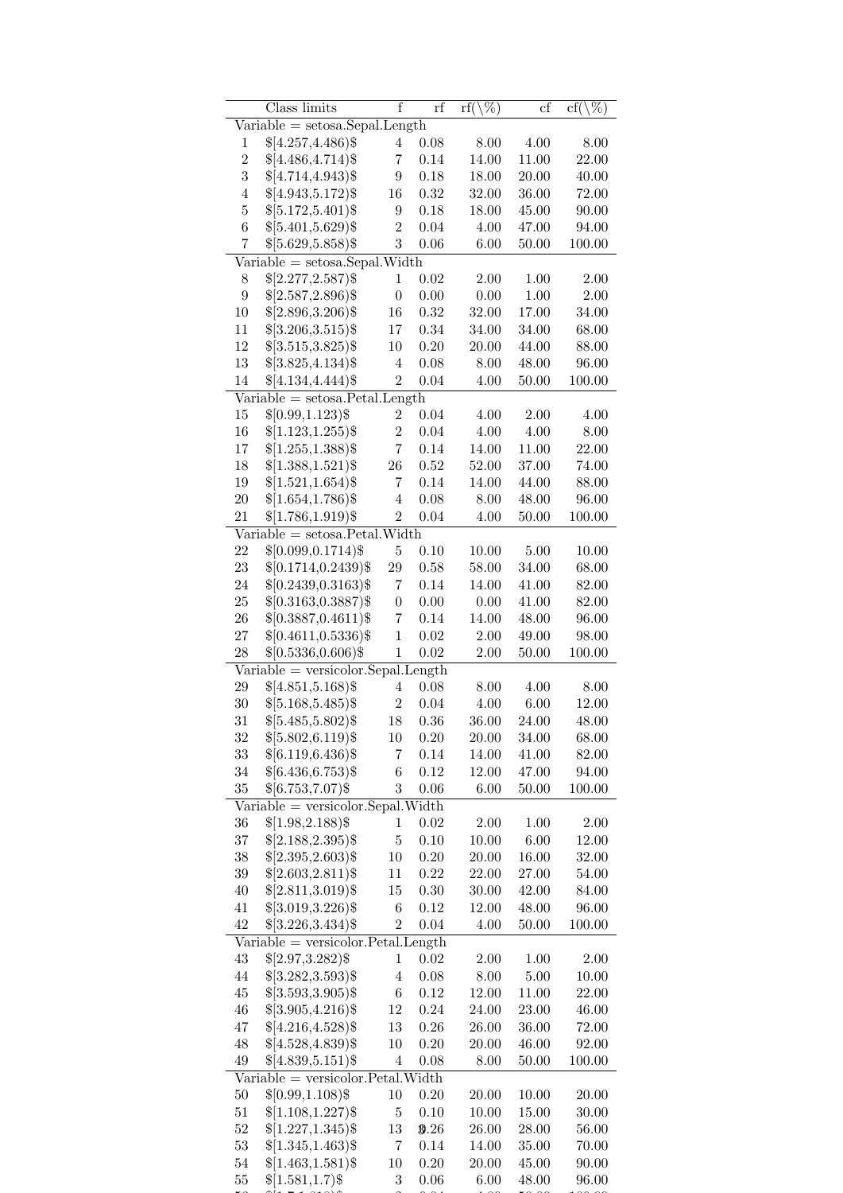|  | Class limits | f | rf | rf(\%) | cf | cf(\%) |
|---|---|---|---|---|---|---|
| Variable = setosa.Sepal.Length | | | | | | |
| 1 | $[4.257,4.486)$ | 4 | 0.08 | 8.00 | 4.00 | 8.00 |
| 2 | $[4.486,4.714)$ | 7 | 0.14 | 14.00 | 11.00 | 22.00 |
| 3 | $[4.714,4.943)$ | 9 | 0.18 | 18.00 | 20.00 | 40.00 |
| 4 | $[4.943,5.172)$ | 16 | 0.32 | 32.00 | 36.00 | 72.00 |
| 5 | $[5.172,5.401)$ | 9 | 0.18 | 18.00 | 45.00 | 90.00 |
| 6 | $[5.401,5.629)$ | 2 | 0.04 | 4.00 | 47.00 | 94.00 |
| 7 | $[5.629,5.858)$ | 3 | 0.06 | 6.00 | 50.00 | 100.00 |
| Variable = setosa.Sepal.Width | | | | | | |
| 8 | $[2.277,2.587)$ | 1 | 0.02 | 2.00 | 1.00 | 2.00 |
| 9 | $[2.587,2.896)$ | 0 | 0.00 | 0.00 | 1.00 | 2.00 |
| 10 | $[2.896,3.206)$ | 16 | 0.32 | 32.00 | 17.00 | 34.00 |
| 11 | $[3.206,3.515)$ | 17 | 0.34 | 34.00 | 34.00 | 68.00 |
| 12 | $[3.515,3.825)$ | 10 | 0.20 | 20.00 | 44.00 | 88.00 |
| 13 | $[3.825,4.134)$ | 4 | 0.08 | 8.00 | 48.00 | 96.00 |
| 14 | $[4.134,4.444)$ | 2 | 0.04 | 4.00 | 50.00 | 100.00 |
| Variable = setosa.Petal.Length | | | | | | |
| 15 | $[0.99,1.123)$ | 2 | 0.04 | 4.00 | 2.00 | 4.00 |
| 16 | $[1.123,1.255)$ | 2 | 0.04 | 4.00 | 4.00 | 8.00 |
| 17 | $[1.255,1.388)$ | 7 | 0.14 | 14.00 | 11.00 | 22.00 |
| 18 | $[1.388,1.521)$ | 26 | 0.52 | 52.00 | 37.00 | 74.00 |
| 19 | $[1.521,1.654)$ | 7 | 0.14 | 14.00 | 44.00 | 88.00 |
| 20 | $[1.654,1.786)$ | 4 | 0.08 | 8.00 | 48.00 | 96.00 |
| 21 | $[1.786,1.919)$ | 2 | 0.04 | 4.00 | 50.00 | 100.00 |
| Variable = setosa.Petal.Width | | | | | | |
| 22 | $[0.099,0.1714)$ | 5 | 0.10 | 10.00 | 5.00 | 10.00 |
| 23 | $[0.1714,0.2439)$ | 29 | 0.58 | 58.00 | 34.00 | 68.00 |
| 24 | $[0.2439,0.3163)$ | 7 | 0.14 | 14.00 | 41.00 | 82.00 |
| 25 | $[0.3163,0.3887)$ | 0 | 0.00 | 0.00 | 41.00 | 82.00 |
| 26 | $[0.3887,0.4611)$ | 7 | 0.14 | 14.00 | 48.00 | 96.00 |
| 27 | $[0.4611,0.5336)$ | 1 | 0.02 | 2.00 | 49.00 | 98.00 |
| 28 | $[0.5336,0.606)$ | 1 | 0.02 | 2.00 | 50.00 | 100.00 |
| Variable = versicolor.Sepal.Length | | | | | | |
| 29 | $[4.851,5.168)$ | 4 | 0.08 | 8.00 | 4.00 | 8.00 |
| 30 | $[5.168,5.485)$ | 2 | 0.04 | 4.00 | 6.00 | 12.00 |
| 31 | $[5.485,5.802)$ | 18 | 0.36 | 36.00 | 24.00 | 48.00 |
| 32 | $[5.802,6.119)$ | 10 | 0.20 | 20.00 | 34.00 | 68.00 |
| 33 | $[6.119,6.436)$ | 7 | 0.14 | 14.00 | 41.00 | 82.00 |
| 34 | $[6.436,6.753)$ | 6 | 0.12 | 12.00 | 47.00 | 94.00 |
| 35 | $[6.753,7.07)$ | 3 | 0.06 | 6.00 | 50.00 | 100.00 |
| Variable = versicolor.Sepal.Width | | | | | | |
| 36 | $[1.98,2.188)$ | 1 | 0.02 | 2.00 | 1.00 | 2.00 |
| 37 | $[2.188,2.395)$ | 5 | 0.10 | 10.00 | 6.00 | 12.00 |
| 38 | $[2.395,2.603)$ | 10 | 0.20 | 20.00 | 16.00 | 32.00 |
| 39 | $[2.603,2.811)$ | 11 | 0.22 | 22.00 | 27.00 | 54.00 |
| 40 | $[2.811,3.019)$ | 15 | 0.30 | 30.00 | 42.00 | 84.00 |
| 41 | $[3.019,3.226)$ | 6 | 0.12 | 12.00 | 48.00 | 96.00 |
| 42 | $[3.226,3.434)$ | 2 | 0.04 | 4.00 | 50.00 | 100.00 |
| Variable = versicolor.Petal.Length | | | | | | |
| 43 | $[2.97,3.282)$ | 1 | 0.02 | 2.00 | 1.00 | 2.00 |
| 44 | $[3.282,3.593)$ | 4 | 0.08 | 8.00 | 5.00 | 10.00 |
| 45 | $[3.593,3.905)$ | 6 | 0.12 | 12.00 | 11.00 | 22.00 |
| 46 | $[3.905,4.216)$ | 12 | 0.24 | 24.00 | 23.00 | 46.00 |
| 47 | $[4.216,4.528)$ | 13 | 0.26 | 26.00 | 36.00 | 72.00 |
| 48 | $[4.528,4.839)$ | 10 | 0.20 | 20.00 | 46.00 | 92.00 |
| 49 | $[4.839,5.151)$ | 4 | 0.08 | 8.00 | 50.00 | 100.00 |
| Variable = versicolor.Petal.Width | | | | | | |
| 50 | $[0.99,1.108)$ | 10 | 0.20 | 20.00 | 10.00 | 20.00 |
| 51 | $[1.108,1.227)$ | 5 | 0.10 | 10.00 | 15.00 | 30.00 |
| 52 | $[1.227,1.345)$ | 13 | 0.26 | 26.00 | 28.00 | 56.00 |
| 53 | $[1.345,1.463)$ | 7 | 0.14 | 14.00 | 35.00 | 70.00 |
| 54 | $[1.463,1.581)$ | 10 | 0.20 | 20.00 | 45.00 | 90.00 |
| 55 | $[1.581,1.7)$ | 3 | 0.06 | 6.00 | 48.00 | 96.00 |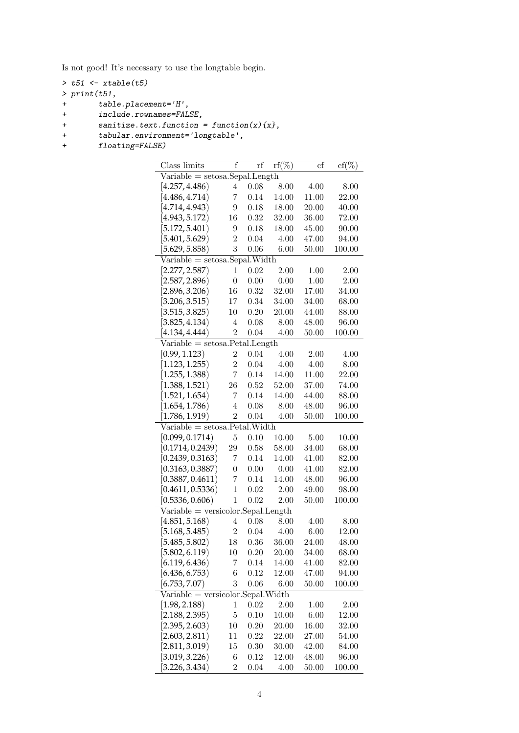Is not good! It's necessary to use the longtable begin.

```
> t51 <- xtable(t5)
> print(t51,
+       table.placement='H',
+       include.rownames=FALSE,
+       sanitize.text.function = function(x){x},
+       tabular.environment='longtable',
+       floating=FALSE)
```

| Class limits | f | rf | rf(%) | cf | cf(%) |
|---|---|---|---|---|---|
| Variable = setosa.Sepal.Length | | | | | |
| [4.257, 4.486) | 4 | 0.08 | 8.00 | 4.00 | 8.00 |
| [4.486, 4.714) | 7 | 0.14 | 14.00 | 11.00 | 22.00 |
| [4.714, 4.943) | 9 | 0.18 | 18.00 | 20.00 | 40.00 |
| [4.943, 5.172) | 16 | 0.32 | 32.00 | 36.00 | 72.00 |
| [5.172, 5.401) | 9 | 0.18 | 18.00 | 45.00 | 90.00 |
| [5.401, 5.629) | 2 | 0.04 | 4.00 | 47.00 | 94.00 |
| [5.629, 5.858) | 3 | 0.06 | 6.00 | 50.00 | 100.00 |
| Variable = setosa.Sepal.Width | | | | | |
| [2.277, 2.587) | 1 | 0.02 | 2.00 | 1.00 | 2.00 |
| [2.587, 2.896) | 0 | 0.00 | 0.00 | 1.00 | 2.00 |
| [2.896, 3.206) | 16 | 0.32 | 32.00 | 17.00 | 34.00 |
| [3.206, 3.515) | 17 | 0.34 | 34.00 | 34.00 | 68.00 |
| [3.515, 3.825) | 10 | 0.20 | 20.00 | 44.00 | 88.00 |
| [3.825, 4.134) | 4 | 0.08 | 8.00 | 48.00 | 96.00 |
| [4.134, 4.444) | 2 | 0.04 | 4.00 | 50.00 | 100.00 |
| Variable = setosa.Petal.Length | | | | | |
| [0.99, 1.123) | 2 | 0.04 | 4.00 | 2.00 | 4.00 |
| [1.123, 1.255) | 2 | 0.04 | 4.00 | 4.00 | 8.00 |
| [1.255, 1.388) | 7 | 0.14 | 14.00 | 11.00 | 22.00 |
| [1.388, 1.521) | 26 | 0.52 | 52.00 | 37.00 | 74.00 |
| [1.521, 1.654) | 7 | 0.14 | 14.00 | 44.00 | 88.00 |
| [1.654, 1.786) | 4 | 0.08 | 8.00 | 48.00 | 96.00 |
| [1.786, 1.919) | 2 | 0.04 | 4.00 | 50.00 | 100.00 |
| Variable = setosa.Petal.Width | | | | | |
| [0.099, 0.1714) | 5 | 0.10 | 10.00 | 5.00 | 10.00 |
| [0.1714, 0.2439) | 29 | 0.58 | 58.00 | 34.00 | 68.00 |
| [0.2439, 0.3163) | 7 | 0.14 | 14.00 | 41.00 | 82.00 |
| [0.3163, 0.3887) | 0 | 0.00 | 0.00 | 41.00 | 82.00 |
| [0.3887, 0.4611) | 7 | 0.14 | 14.00 | 48.00 | 96.00 |
| [0.4611, 0.5336) | 1 | 0.02 | 2.00 | 49.00 | 98.00 |
| [0.5336, 0.606) | 1 | 0.02 | 2.00 | 50.00 | 100.00 |
| Variable = versicolor.Sepal.Length | | | | | |
| [4.851, 5.168) | 4 | 0.08 | 8.00 | 4.00 | 8.00 |
| [5.168, 5.485) | 2 | 0.04 | 4.00 | 6.00 | 12.00 |
| [5.485, 5.802) | 18 | 0.36 | 36.00 | 24.00 | 48.00 |
| [5.802, 6.119) | 10 | 0.20 | 20.00 | 34.00 | 68.00 |
| [6.119, 6.436) | 7 | 0.14 | 14.00 | 41.00 | 82.00 |
| [6.436, 6.753) | 6 | 0.12 | 12.00 | 47.00 | 94.00 |
| [6.753, 7.07) | 3 | 0.06 | 6.00 | 50.00 | 100.00 |
| Variable = versicolor.Sepal.Width | | | | | |
| [1.98, 2.188) | 1 | 0.02 | 2.00 | 1.00 | 2.00 |
| [2.188, 2.395) | 5 | 0.10 | 10.00 | 6.00 | 12.00 |
| [2.395, 2.603) | 10 | 0.20 | 20.00 | 16.00 | 32.00 |
| [2.603, 2.811) | 11 | 0.22 | 22.00 | 27.00 | 54.00 |
| [2.811, 3.019) | 15 | 0.30 | 30.00 | 42.00 | 84.00 |
| [3.019, 3.226) | 6 | 0.12 | 12.00 | 48.00 | 96.00 |
| [3.226, 3.434) | 2 | 0.04 | 4.00 | 50.00 | 100.00 |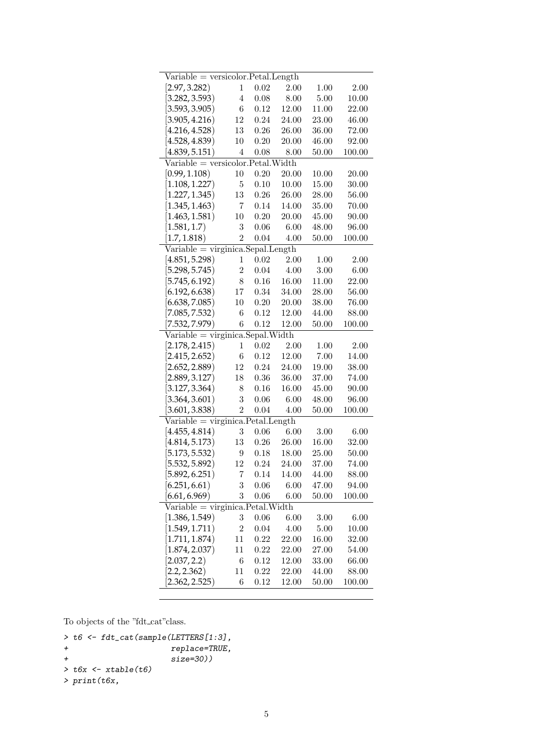| Variable = versicolor.Petal.Length | | | | | |
|---|---|---|---|---|---|
| [2.97, 3.282) | 1 | 0.02 | 2.00 | 1.00 | 2.00 |
| [3.282, 3.593) | 4 | 0.08 | 8.00 | 5.00 | 10.00 |
| [3.593, 3.905) | 6 | 0.12 | 12.00 | 11.00 | 22.00 |
| [3.905, 4.216) | 12 | 0.24 | 24.00 | 23.00 | 46.00 |
| [4.216, 4.528) | 13 | 0.26 | 26.00 | 36.00 | 72.00 |
| [4.528, 4.839) | 10 | 0.20 | 20.00 | 46.00 | 92.00 |
| [4.839, 5.151) | 4 | 0.08 | 8.00 | 50.00 | 100.00 |
| Variable = versicolor.Petal.Width | | | | | |
| [0.99, 1.108) | 10 | 0.20 | 20.00 | 10.00 | 20.00 |
| [1.108, 1.227) | 5 | 0.10 | 10.00 | 15.00 | 30.00 |
| [1.227, 1.345) | 13 | 0.26 | 26.00 | 28.00 | 56.00 |
| [1.345, 1.463) | 7 | 0.14 | 14.00 | 35.00 | 70.00 |
| [1.463, 1.581) | 10 | 0.20 | 20.00 | 45.00 | 90.00 |
| [1.581, 1.7) | 3 | 0.06 | 6.00 | 48.00 | 96.00 |
| [1.7, 1.818) | 2 | 0.04 | 4.00 | 50.00 | 100.00 |
| Variable = virginica.Sepal.Length | | | | | |
| [4.851, 5.298) | 1 | 0.02 | 2.00 | 1.00 | 2.00 |
| [5.298, 5.745) | 2 | 0.04 | 4.00 | 3.00 | 6.00 |
| [5.745, 6.192) | 8 | 0.16 | 16.00 | 11.00 | 22.00 |
| [6.192, 6.638) | 17 | 0.34 | 34.00 | 28.00 | 56.00 |
| [6.638, 7.085) | 10 | 0.20 | 20.00 | 38.00 | 76.00 |
| [7.085, 7.532) | 6 | 0.12 | 12.00 | 44.00 | 88.00 |
| [7.532, 7.979) | 6 | 0.12 | 12.00 | 50.00 | 100.00 |
| Variable = virginica.Sepal.Width | | | | | |
| [2.178, 2.415) | 1 | 0.02 | 2.00 | 1.00 | 2.00 |
| [2.415, 2.652) | 6 | 0.12 | 12.00 | 7.00 | 14.00 |
| [2.652, 2.889) | 12 | 0.24 | 24.00 | 19.00 | 38.00 |
| [2.889, 3.127) | 18 | 0.36 | 36.00 | 37.00 | 74.00 |
| [3.127, 3.364) | 8 | 0.16 | 16.00 | 45.00 | 90.00 |
| [3.364, 3.601) | 3 | 0.06 | 6.00 | 48.00 | 96.00 |
| [3.601, 3.838) | 2 | 0.04 | 4.00 | 50.00 | 100.00 |
| Variable = virginica.Petal.Length | | | | | |
| [4.455, 4.814) | 3 | 0.06 | 6.00 | 3.00 | 6.00 |
| [4.814, 5.173) | 13 | 0.26 | 26.00 | 16.00 | 32.00 |
| [5.173, 5.532) | 9 | 0.18 | 18.00 | 25.00 | 50.00 |
| [5.532, 5.892) | 12 | 0.24 | 24.00 | 37.00 | 74.00 |
| [5.892, 6.251) | 7 | 0.14 | 14.00 | 44.00 | 88.00 |
| [6.251, 6.61) | 3 | 0.06 | 6.00 | 47.00 | 94.00 |
| [6.61, 6.969) | 3 | 0.06 | 6.00 | 50.00 | 100.00 |
| Variable = virginica.Petal.Width | | | | | |
| [1.386, 1.549) | 3 | 0.06 | 6.00 | 3.00 | 6.00 |
| [1.549, 1.711) | 2 | 0.04 | 4.00 | 5.00 | 10.00 |
| [1.711, 1.874) | 11 | 0.22 | 22.00 | 16.00 | 32.00 |
| [1.874, 2.037) | 11 | 0.22 | 22.00 | 27.00 | 54.00 |
| [2.037, 2.2) | 6 | 0.12 | 12.00 | 33.00 | 66.00 |
| [2.2, 2.362) | 11 | 0.22 | 22.00 | 44.00 | 88.00 |
| [2.362, 2.525) | 6 | 0.12 | 12.00 | 50.00 | 100.00 |

To objects of the "fdt_cat"class.

```
> t6 <- fdt_cat(sample(LETTERS[1:3],
+                      replace=TRUE,
+                      size=30))
> t6x <- xtable(t6)
> print(t6x,
```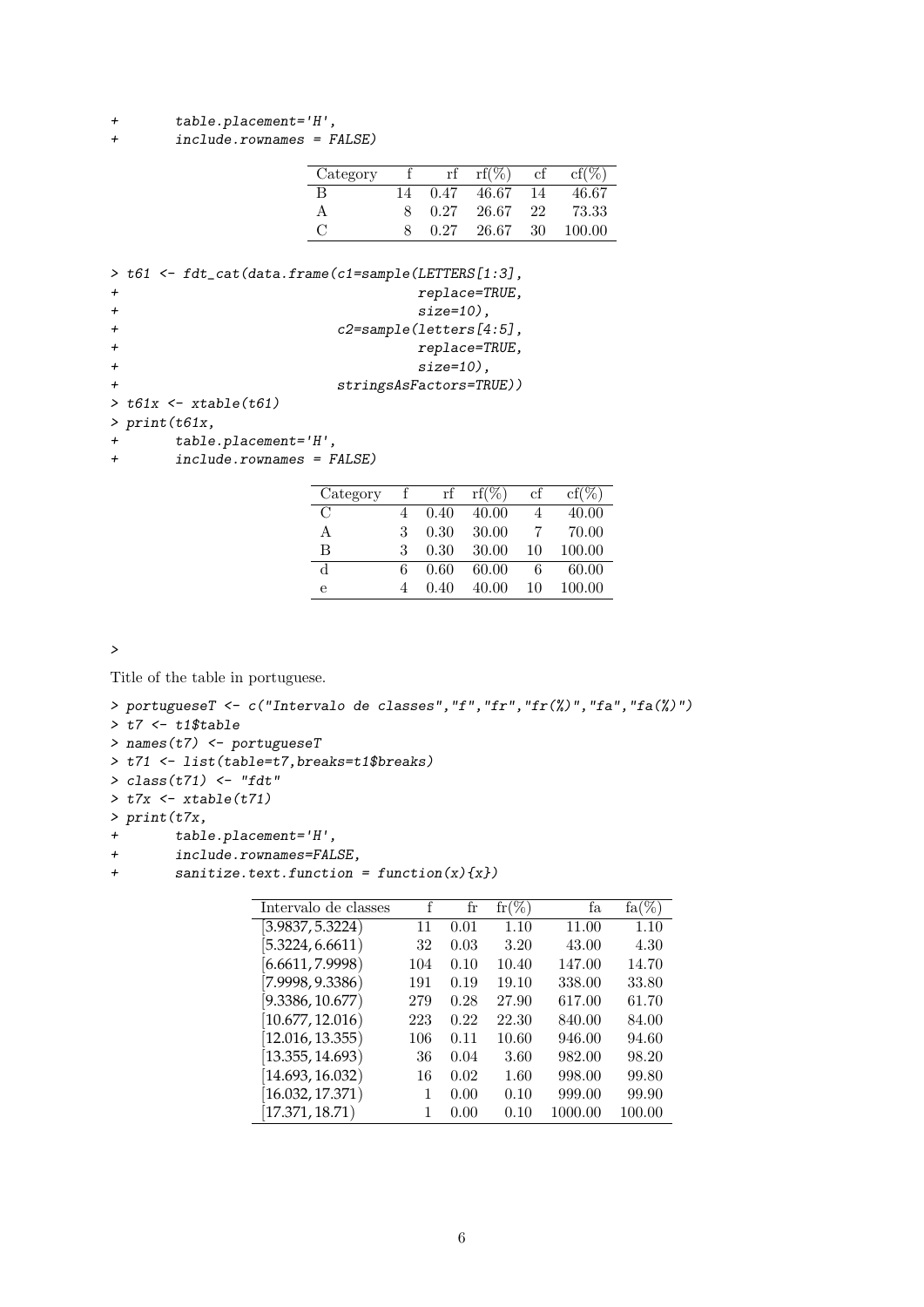```
+       table.placement='H',
+       include.rownames = FALSE)
```

| Category | f | rf | rf(%) | cf | cf(%) |
|---|---|---|---|---|---|
| B | 14 | 0.47 | 46.67 | 14 | 46.67 |
| A | 8 | 0.27 | 26.67 | 22 | 73.33 |
| C | 8 | 0.27 | 26.67 | 30 | 100.00 |

```
> t61 <- fdt_cat(data.frame(c1=sample(LETTERS[1:3],
+                                     replace=TRUE,
+                                     size=10),
+                           c2=sample(letters[4:5],
+                                     replace=TRUE,
+                                     size=10),
+                           stringsAsFactors=TRUE))
> t61x <- xtable(t61)
> print(t61x,
+       table.placement='H',
+       include.rownames = FALSE)
```

| Category | f | rf | rf(%) | cf | cf(%) |
|---|---|---|---|---|---|
| C | 4 | 0.40 | 40.00 | 4 | 40.00 |
| A | 3 | 0.30 | 30.00 | 7 | 70.00 |
| B | 3 | 0.30 | 30.00 | 10 | 100.00 |
| d | 6 | 0.60 | 60.00 | 6 | 60.00 |
| e | 4 | 0.40 | 40.00 | 10 | 100.00 |

```
>
```

Title of the table in portuguese.

```
> portugueseT <- c("Intervalo de classes","f","fr","fr(%)","fa","fa(%)")
> t7 <- t1$table
> names(t7) <- portugueseT
> t71 <- list(table=t7,breaks=t1$breaks)
> class(t71) <- "fdt"
> t7x <- xtable(t71)
> print(t7x,
+       table.placement='H',
+       include.rownames=FALSE,
+       sanitize.text.function = function(x){x})
```

| Intervalo de classes | f | fr | fr(%) | fa | fa(%) |
|---|---|---|---|---|---|
| $[3.9837, 5.3224)$ | 11 | 0.01 | 1.10 | 11.00 | 1.10 |
| $[5.3224, 6.6611)$ | 32 | 0.03 | 3.20 | 43.00 | 4.30 |
| $[6.6611, 7.9998)$ | 104 | 0.10 | 10.40 | 147.00 | 14.70 |
| $[7.9998, 9.3386)$ | 191 | 0.19 | 19.10 | 338.00 | 33.80 |
| $[9.3386, 10.677)$ | 279 | 0.28 | 27.90 | 617.00 | 61.70 |
| $[10.677, 12.016)$ | 223 | 0.22 | 22.30 | 840.00 | 84.00 |
| $[12.016, 13.355)$ | 106 | 0.11 | 10.60 | 946.00 | 94.60 |
| $[13.355, 14.693)$ | 36 | 0.04 | 3.60 | 982.00 | 98.20 |
| $[14.693, 16.032)$ | 16 | 0.02 | 1.60 | 998.00 | 99.80 |
| $[16.032, 17.371)$ | 1 | 0.00 | 0.10 | 999.00 | 99.90 |
| $[17.371, 18.71)$ | 1 | 0.00 | 0.10 | 1000.00 | 100.00 |